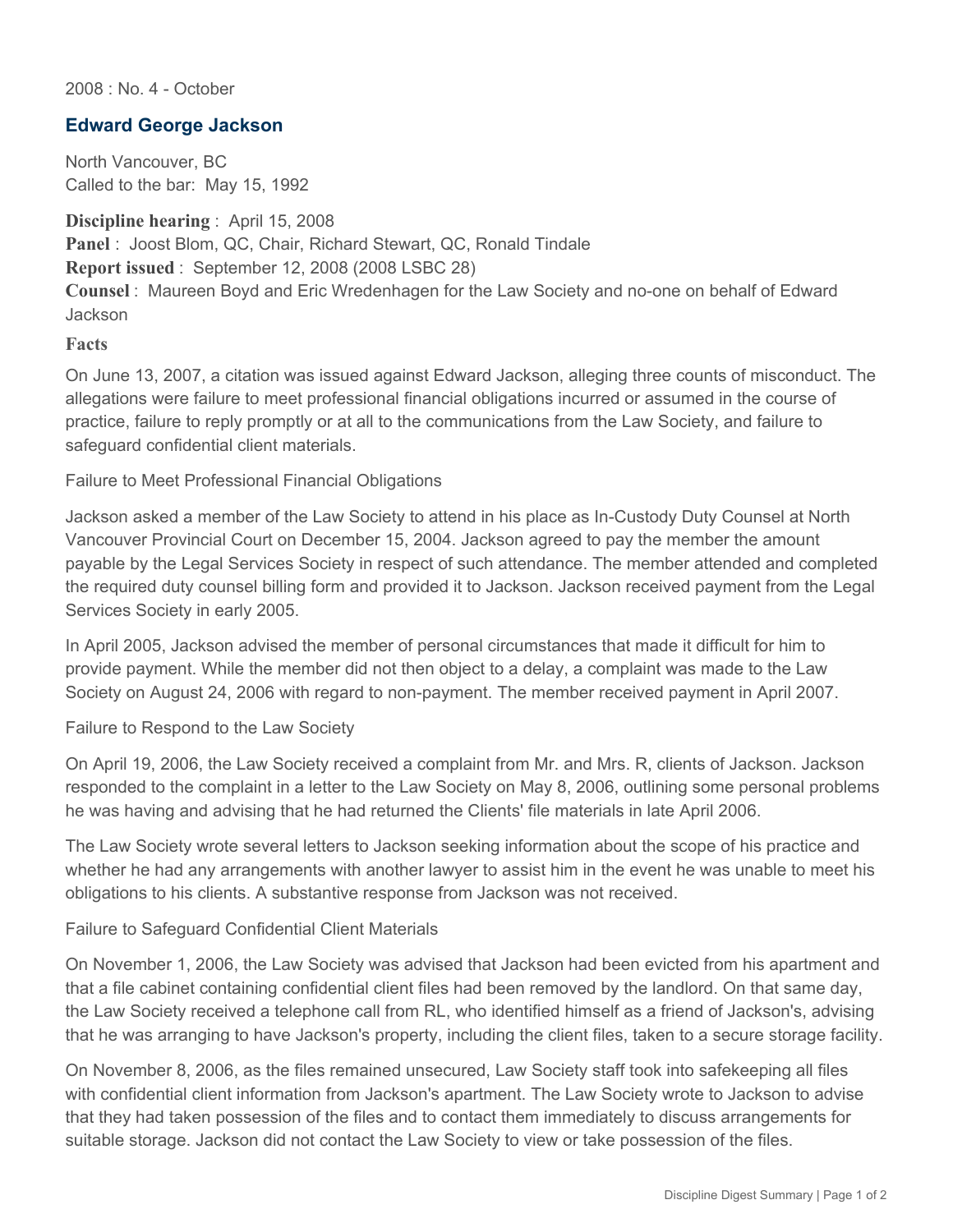2008 : No. 4 - October

## Edward George Jackson

North Vancouver, BC
Called to the bar: May 15, 1992

**Discipline hearing** : April 15, 2008
**Panel** : Joost Blom, QC, Chair, Richard Stewart, QC, Ronald Tindale
**Report issued** : September 12, 2008 (2008 LSBC 28)
**Counsel** : Maureen Boyd and Eric Wredenhagen for the Law Society and no-one on behalf of Edward Jackson

### Facts

On June 13, 2007, a citation was issued against Edward Jackson, alleging three counts of misconduct. The allegations were failure to meet professional financial obligations incurred or assumed in the course of practice, failure to reply promptly or at all to the communications from the Law Society, and failure to safeguard confidential client materials.

Failure to Meet Professional Financial Obligations

Jackson asked a member of the Law Society to attend in his place as In-Custody Duty Counsel at North Vancouver Provincial Court on December 15, 2004. Jackson agreed to pay the member the amount payable by the Legal Services Society in respect of such attendance. The member attended and completed the required duty counsel billing form and provided it to Jackson. Jackson received payment from the Legal Services Society in early 2005.

In April 2005, Jackson advised the member of personal circumstances that made it difficult for him to provide payment. While the member did not then object to a delay, a complaint was made to the Law Society on August 24, 2006 with regard to non-payment. The member received payment in April 2007.

Failure to Respond to the Law Society

On April 19, 2006, the Law Society received a complaint from Mr. and Mrs. R, clients of Jackson. Jackson responded to the complaint in a letter to the Law Society on May 8, 2006, outlining some personal problems he was having and advising that he had returned the Clients' file materials in late April 2006.

The Law Society wrote several letters to Jackson seeking information about the scope of his practice and whether he had any arrangements with another lawyer to assist him in the event he was unable to meet his obligations to his clients. A substantive response from Jackson was not received.

Failure to Safeguard Confidential Client Materials

On November 1, 2006, the Law Society was advised that Jackson had been evicted from his apartment and that a file cabinet containing confidential client files had been removed by the landlord. On that same day, the Law Society received a telephone call from RL, who identified himself as a friend of Jackson's, advising that he was arranging to have Jackson's property, including the client files, taken to a secure storage facility.

On November 8, 2006, as the files remained unsecured, Law Society staff took into safekeeping all files with confidential client information from Jackson's apartment. The Law Society wrote to Jackson to advise that they had taken possession of the files and to contact them immediately to discuss arrangements for suitable storage. Jackson did not contact the Law Society to view or take possession of the files.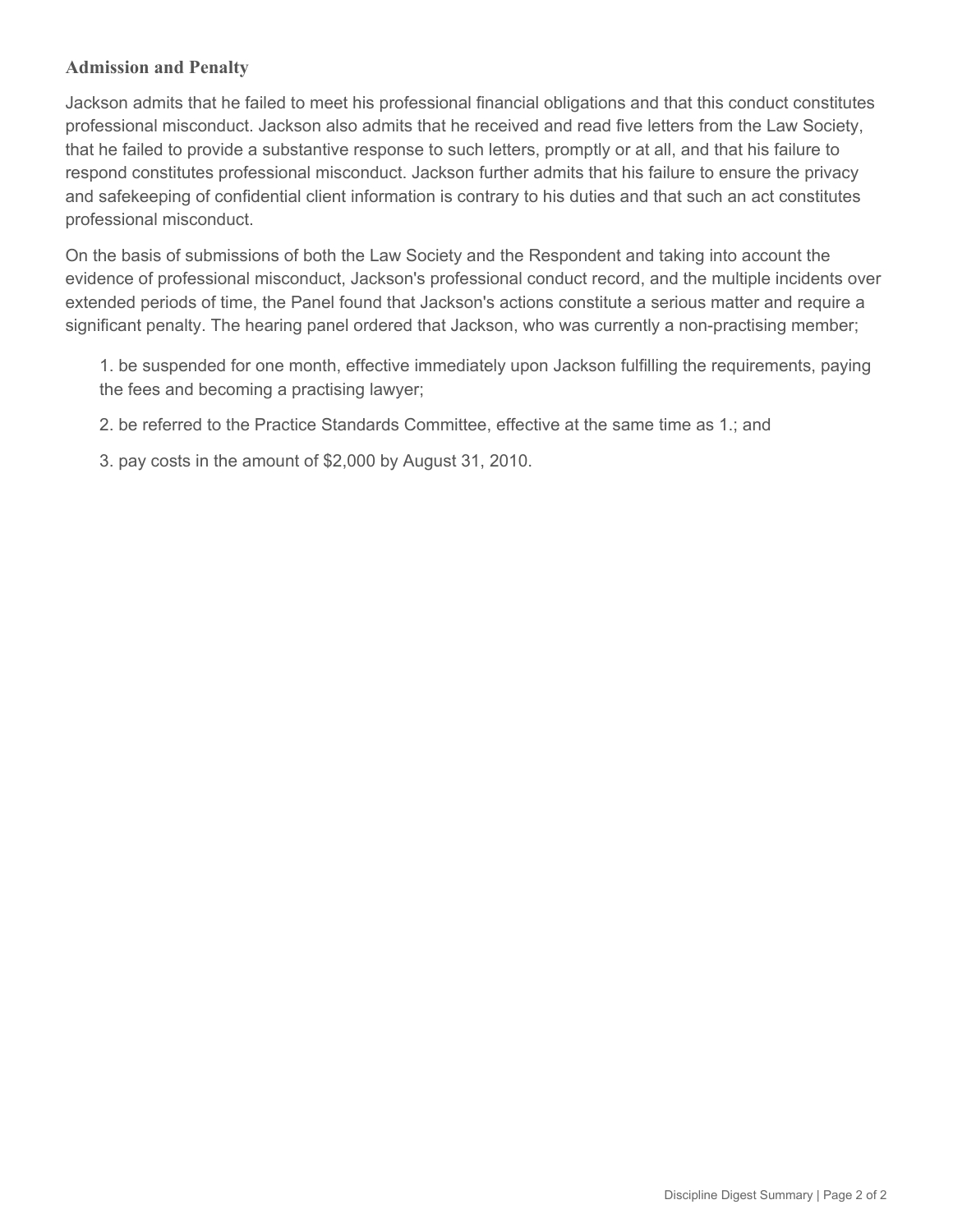### Admission and Penalty

Jackson admits that he failed to meet his professional financial obligations and that this conduct constitutes professional misconduct. Jackson also admits that he received and read five letters from the Law Society, that he failed to provide a substantive response to such letters, promptly or at all, and that his failure to respond constitutes professional misconduct. Jackson further admits that his failure to ensure the privacy and safekeeping of confidential client information is contrary to his duties and that such an act constitutes professional misconduct.

On the basis of submissions of both the Law Society and the Respondent and taking into account the evidence of professional misconduct, Jackson's professional conduct record, and the multiple incidents over extended periods of time, the Panel found that Jackson's actions constitute a serious matter and require a significant penalty. The hearing panel ordered that Jackson, who was currently a non-practising member;

1. be suspended for one month, effective immediately upon Jackson fulfilling the requirements, paying the fees and becoming a practising lawyer;
2. be referred to the Practice Standards Committee, effective at the same time as 1.; and
3. pay costs in the amount of $2,000 by August 31, 2010.